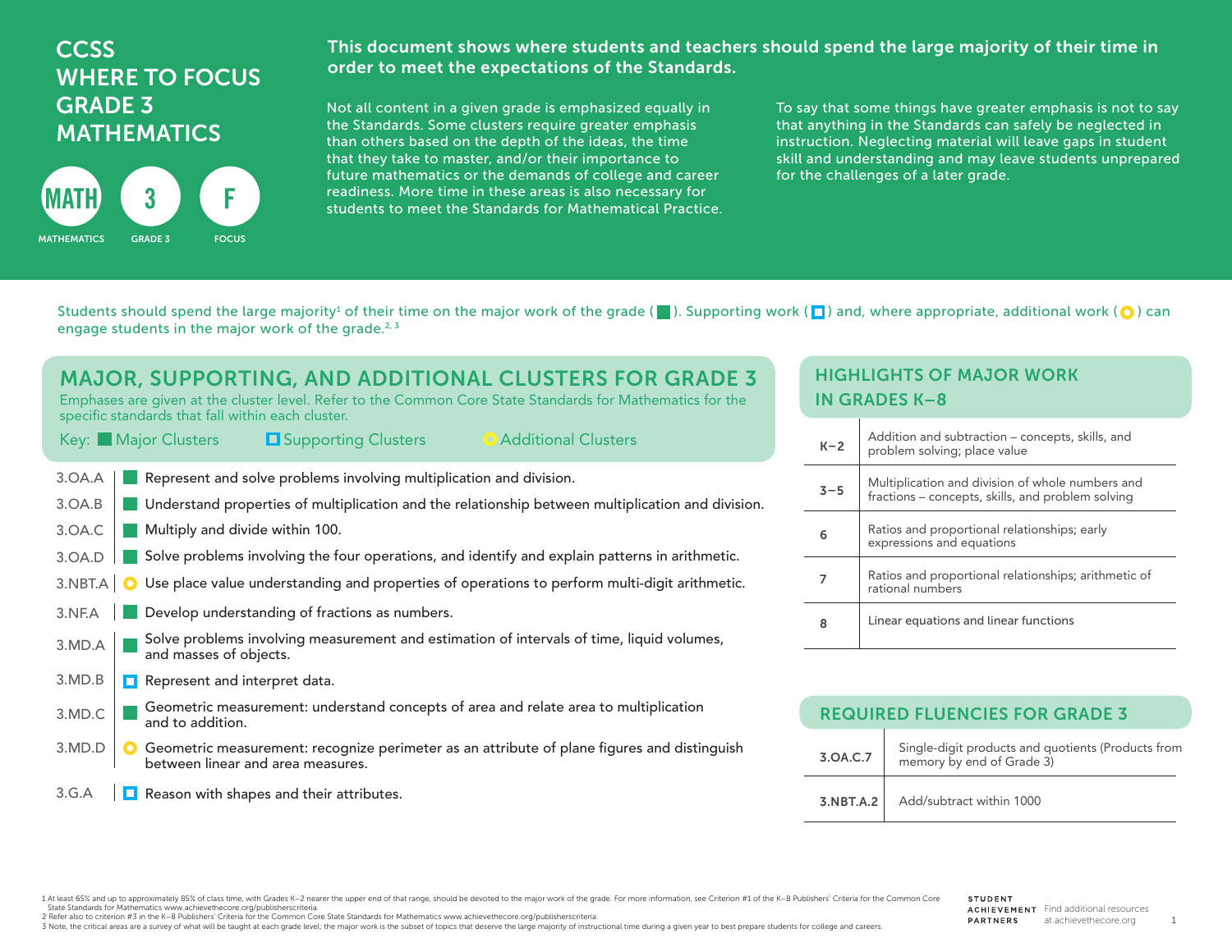# CCSS WHERE TO FOCUS GRADE 3 MATHEMATICS

MATH — MATHEMATICS | 3 — GRADE 3 | F — FOCUS

**This document shows where students and teachers should spend the large majority of their time in order to meet the expectations of the Standards.**

Not all content in a given grade is emphasized equally in the Standards. Some clusters require greater emphasis than others based on the depth of the ideas, the time that they take to master, and/or their importance to future mathematics or the demands of college and career readiness. More time in these areas is also necessary for students to meet the Standards for Mathematical Practice.

To say that some things have greater emphasis is not to say that anything in the Standards can safely be neglected in instruction. Neglecting material will leave gaps in student skill and understanding and may leave students unprepared for the challenges of a later grade.

Students should spend the large majority[1] of their time on the major work of the grade (■). Supporting work (□) and, where appropriate, additional work (○) can engage students in the major work of the grade.[2, 3]

## MAJOR, SUPPORTING, AND ADDITIONAL CLUSTERS FOR GRADE 3

Emphases are given at the cluster level. Refer to the Common Core State Standards for Mathematics for the specific standards that fall within each cluster.

Key: ■ Major Clusters □ Supporting Clusters ○ Additional Clusters

| Cluster | Key | Description |
|---|---|---|
| 3.OA.A | ■ | Represent and solve problems involving multiplication and division. |
| 3.OA.B | ■ | Understand properties of multiplication and the relationship between multiplication and division. |
| 3.OA.C | ■ | Multiply and divide within 100. |
| 3.OA.D | ■ | Solve problems involving the four operations, and identify and explain patterns in arithmetic. |
| 3.NBT.A | ○ | Use place value understanding and properties of operations to perform multi-digit arithmetic. |
| 3.NF.A | ■ | Develop understanding of fractions as numbers. |
| 3.MD.A | ■ | Solve problems involving measurement and estimation of intervals of time, liquid volumes, and masses of objects. |
| 3.MD.B | □ | Represent and interpret data. |
| 3.MD.C | ■ | Geometric measurement: understand concepts of area and relate area to multiplication and to addition. |
| 3.MD.D | ○ | Geometric measurement: recognize perimeter as an attribute of plane figures and distinguish between linear and area measures. |
| 3.G.A | □ | Reason with shapes and their attributes. |

## HIGHLIGHTS OF MAJOR WORK IN GRADES K–8

| Grades | Major Work |
|---|---|
| K–2 | Addition and subtraction – concepts, skills, and problem solving; place value |
| 3–5 | Multiplication and division of whole numbers and fractions – concepts, skills, and problem solving |
| 6 | Ratios and proportional relationships; early expressions and equations |
| 7 | Ratios and proportional relationships; arithmetic of rational numbers |
| 8 | Linear equations and linear functions |

## REQUIRED FLUENCIES FOR GRADE 3

| Standard | Fluency |
|---|---|
| **3.OA.C.7** | Single-digit products and quotients (Products from memory by end of Grade 3) |
| **3.NBT.A.2** | Add/subtract within 1000 |

1 At least 65% and up to approximately 85% of class time, with Grades K–2 nearer the upper end of that range, should be devoted to the major work of the grade. For more information, see Criterion #1 of the K–8 Publishers' Criteria for the Common Core State Standards for Mathematics www.achievethecore.org/publisherscriteria.
2 Refer also to criterion #3 in the K–8 Publishers' Criteria for the Common Core State Standards for Mathematics www.achievethecore.org/publisherscriteria.
3 Note, the critical areas are a survey of what will be taught at each grade level; the major work is the subset of topics that deserve the large majority of instructional time during a given year to best prepare students for college and careers.

STUDENT ACHIEVEMENT PARTNERS — Find additional resources at achievethecore.org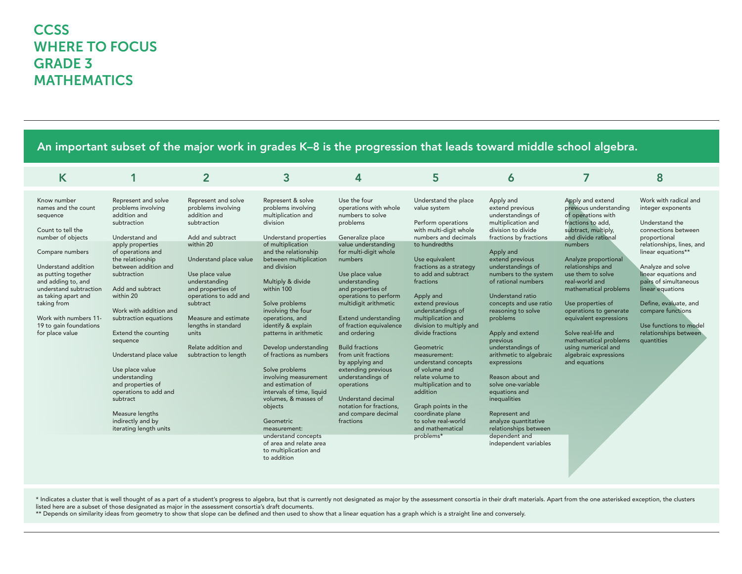# CCSS WHERE TO FOCUS GRADE 3 MATHEMATICS

**An important subset of the major work in grades K–8 is the progression that leads toward middle school algebra.**

| K | 1 | 2 | 3 | 4 | 5 | 6 | 7 | 8 |
|---|---|---|---|---|---|---|---|---|
| Know number names and the count sequence<br><br>Count to tell the number of objects<br><br>Compare numbers<br><br>Understand addition as putting together and adding to, and understand subtraction as taking apart and taking from<br><br>Work with numbers 11-19 to gain foundations for place value | Represent and solve problems involving addition and subtraction<br><br>Understand and apply properties of operations and the relationship between addition and subtraction<br><br>Add and subtract within 20<br><br>Work with addition and subtraction equations<br><br>Extend the counting sequence<br><br>Understand place value<br><br>Use place value understanding and properties of operations to add and subtract<br><br>Measure lengths indirectly and by iterating length units | Represent and solve problems involving addition and subtraction<br><br>Add and subtract within 20<br><br>Understand place value<br><br>Use place value understanding and properties of operations to add and subtract<br><br>Measure and estimate lengths in standard units<br><br>Relate addition and subtraction to length | Represent & solve problems involving multiplication and division<br><br>Understand properties of multiplication and the relationship between multiplication and division<br><br>Multiply & divide within 100<br><br>Solve problems involving the four operations, and identify & explain patterns in arithmetic<br><br>Develop understanding of fractions as numbers<br><br>Solve problems involving measurement and estimation of intervals of time, liquid volumes, & masses of objects<br><br>Geometric measurement: understand concepts of area and relate area to multiplication and to addition | Use the four operations with whole numbers to solve problems<br><br>Generalize place value understanding for multi-digit whole numbers<br><br>Use place value understanding and properties of operations to perform multidigit arithmetic<br><br>Extend understanding of fraction equivalence and ordering<br><br>Build fractions from unit fractions by applying and extending previous understandings of operations<br><br>Understand decimal notation for fractions, and compare decimal fractions | Understand the place value system<br><br>Perform operations with multi-digit whole numbers and decimals to hundredths<br><br>Use equivalent fractions as a strategy to add and subtract fractions<br><br>Apply and extend previous understandings of multiplication and division to multiply and divide fractions<br><br>Geometric measurement: understand concepts of volume and relate volume to multiplication and to addition<br><br>Graph points in the coordinate plane to solve real-world and mathematical problems* | Apply and extend previous understandings of multiplication and division to divide fractions by fractions<br><br>Apply and extend previous understandings of numbers to the system of rational numbers<br><br>Understand ratio concepts and use ratio reasoning to solve problems<br><br>Apply and extend previous understandings of arithmetic to algebraic expressions<br><br>Reason about and solve one-variable equations and inequalities<br><br>Represent and analyze quantitative relationships between dependent and independent variables | Apply and extend previous understanding of operations with fractions to add, subtract, multiply, and divide rational numbers<br><br>Analyze proportional relationships and use them to solve real-world and mathematical problems<br><br>Use properties of operations to generate equivalent expressions<br><br>Solve real-life and mathematical problems using numerical and algebraic expressions and equations | Work with radical and integer exponents<br><br>Understand the connections between proportional relationships, lines, and linear equations**<br><br>Analyze and solve linear equations and pairs of simultaneous linear equations<br><br>Define, evaluate, and compare functions<br><br>Use functions to model relationships between quantities |

\* Indicates a cluster that is well thought of as a part of a student's progress to algebra, but that is currently not designated as major by the assessment consortia in their draft materials. Apart from the one asterisked exception, the clusters listed here are a subset of those designated as major in the assessment consortia's draft documents.

\*\* Depends on similarity ideas from geometry to show that slope can be defined and then used to show that a linear equation has a graph which is a straight line and conversely.